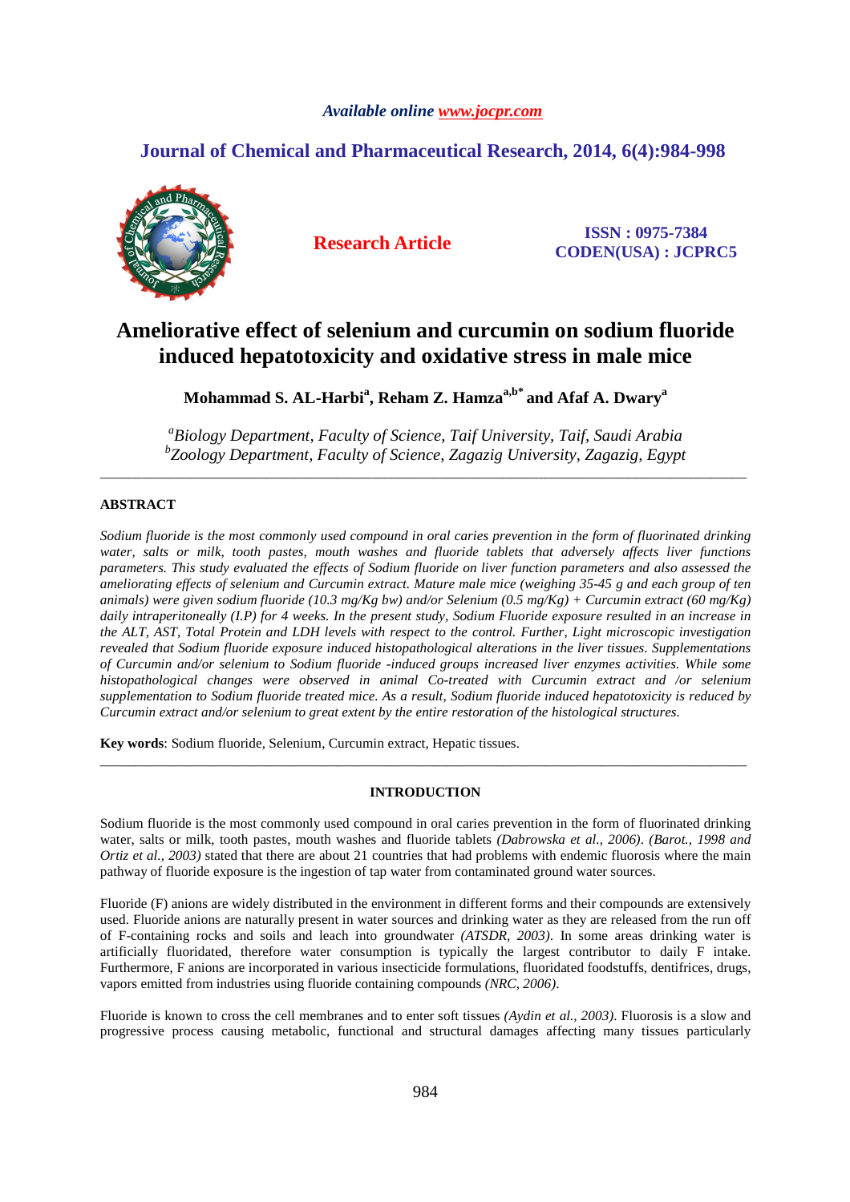*Available online www.jocpr.com*

**Journal of Chemical and Pharmaceutical Research, 2014, 6(4):984-998**

**Research Article**

**ISSN : 0975-7384**
**CODEN(USA) : JCPRC5**

# Ameliorative effect of selenium and curcumin on sodium fluoride induced hepatotoxicity and oxidative stress in male mice

**Mohammad S. AL-Harbi[a], Reham Z. Hamza[a,b*] and Afaf A. Dwary[a]**

*[a]Biology Department, Faculty of Science, Taif University, Taif, Saudi Arabia*
*[b]Zoology Department, Faculty of Science, Zagazig University, Zagazig, Egypt*

---

## ABSTRACT

*Sodium fluoride is the most commonly used compound in oral caries prevention in the form of fluorinated drinking water, salts or milk, tooth pastes, mouth washes and fluoride tablets that adversely affects liver functions parameters. This study evaluated the effects of Sodium fluoride on liver function parameters and also assessed the ameliorating effects of selenium and Curcumin extract. Mature male mice (weighing 35-45 g and each group of ten animals) were given sodium fluoride (10.3 mg/Kg bw) and/or Selenium (0.5 mg/Kg) + Curcumin extract (60 mg/Kg) daily intraperitoneally (I.P) for 4 weeks. In the present study, Sodium Fluoride exposure resulted in an increase in the ALT, AST, Total Protein and LDH levels with respect to the control. Further, Light microscopic investigation revealed that Sodium fluoride exposure induced histopathological alterations in the liver tissues. Supplementations of Curcumin and/or selenium to Sodium fluoride -induced groups increased liver enzymes activities. While some histopathological changes were observed in animal Co-treated with Curcumin extract and /or selenium supplementation to Sodium fluoride treated mice. As a result, Sodium fluoride induced hepatotoxicity is reduced by Curcumin extract and/or selenium to great extent by the entire restoration of the histological structures.*

**Key words**: Sodium fluoride, Selenium, Curcumin extract, Hepatic tissues.

---

## INTRODUCTION

Sodium fluoride is the most commonly used compound in oral caries prevention in the form of fluorinated drinking water, salts or milk, tooth pastes, mouth washes and fluoride tablets *(Dabrowska et al., 2006)*. *(Barot., 1998 and Ortiz et al., 2003)* stated that there are about 21 countries that had problems with endemic fluorosis where the main pathway of fluoride exposure is the ingestion of tap water from contaminated ground water sources.

Fluoride (F) anions are widely distributed in the environment in different forms and their compounds are extensively used. Fluoride anions are naturally present in water sources and drinking water as they are released from the run off of F-containing rocks and soils and leach into groundwater *(ATSDR, 2003)*. In some areas drinking water is artificially fluoridated, therefore water consumption is typically the largest contributor to daily F intake. Furthermore, F anions are incorporated in various insecticide formulations, fluoridated foodstuffs, dentifrices, drugs, vapors emitted from industries using fluoride containing compounds *(NRC, 2006)*.

Fluoride is known to cross the cell membranes and to enter soft tissues *(Aydin et al., 2003)*. Fluorosis is a slow and progressive process causing metabolic, functional and structural damages affecting many tissues particularly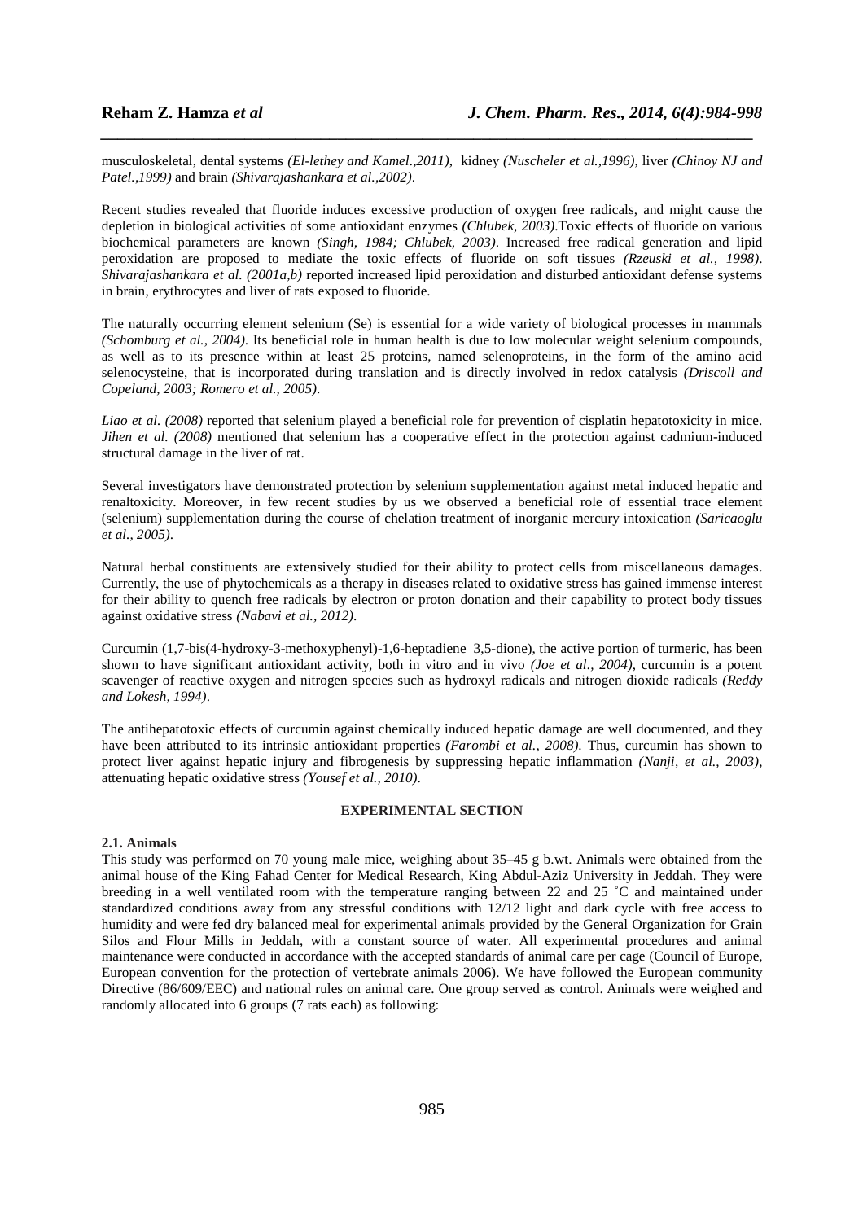musculoskeletal, dental systems *(El-lethey and Kamel.,2011)*, kidney *(Nuscheler et al.,1996)*, liver *(Chinoy NJ and Patel.,1999)* and brain *(Shivarajashankara et al.,2002)*.

Recent studies revealed that fluoride induces excessive production of oxygen free radicals, and might cause the depletion in biological activities of some antioxidant enzymes *(Chlubek, 2003)*.Toxic effects of fluoride on various biochemical parameters are known *(Singh, 1984; Chlubek, 2003)*. Increased free radical generation and lipid peroxidation are proposed to mediate the toxic effects of fluoride on soft tissues *(Rzeuski et al., 1998)*. *Shivarajashankara et al. (2001a,b)* reported increased lipid peroxidation and disturbed antioxidant defense systems in brain, erythrocytes and liver of rats exposed to fluoride.

The naturally occurring element selenium (Se) is essential for a wide variety of biological processes in mammals *(Schomburg et al., 2004)*. Its beneficial role in human health is due to low molecular weight selenium compounds, as well as to its presence within at least 25 proteins, named selenoproteins, in the form of the amino acid selenocysteine, that is incorporated during translation and is directly involved in redox catalysis *(Driscoll and Copeland, 2003; Romero et al., 2005)*.

*Liao et al. (2008)* reported that selenium played a beneficial role for prevention of cisplatin hepatotoxicity in mice. *Jihen et al. (2008)* mentioned that selenium has a cooperative effect in the protection against cadmium-induced structural damage in the liver of rat.

Several investigators have demonstrated protection by selenium supplementation against metal induced hepatic and renaltoxicity. Moreover, in few recent studies by us we observed a beneficial role of essential trace element (selenium) supplementation during the course of chelation treatment of inorganic mercury intoxication *(Saricaoglu et al., 2005)*.

Natural herbal constituents are extensively studied for their ability to protect cells from miscellaneous damages. Currently, the use of phytochemicals as a therapy in diseases related to oxidative stress has gained immense interest for their ability to quench free radicals by electron or proton donation and their capability to protect body tissues against oxidative stress *(Nabavi et al., 2012)*.

Curcumin (1,7-bis(4-hydroxy-3-methoxyphenyl)-1,6-heptadiene 3,5-dione), the active portion of turmeric, has been shown to have significant antioxidant activity, both in vitro and in vivo *(Joe et al., 2004)*, curcumin is a potent scavenger of reactive oxygen and nitrogen species such as hydroxyl radicals and nitrogen dioxide radicals *(Reddy and Lokesh, 1994)*.

The antihepatotoxic effects of curcumin against chemically induced hepatic damage are well documented, and they have been attributed to its intrinsic antioxidant properties *(Farombi et al., 2008)*. Thus, curcumin has shown to protect liver against hepatic injury and fibrogenesis by suppressing hepatic inflammation *(Nanji, et al., 2003)*, attenuating hepatic oxidative stress *(Yousef et al., 2010)*.

## EXPERIMENTAL SECTION

### 2.1. Animals

This study was performed on 70 young male mice, weighing about 35–45 g b.wt. Animals were obtained from the animal house of the King Fahad Center for Medical Research, King Abdul-Aziz University in Jeddah. They were breeding in a well ventilated room with the temperature ranging between 22 and 25 ˚C and maintained under standardized conditions away from any stressful conditions with 12/12 light and dark cycle with free access to humidity and were fed dry balanced meal for experimental animals provided by the General Organization for Grain Silos and Flour Mills in Jeddah, with a constant source of water. All experimental procedures and animal maintenance were conducted in accordance with the accepted standards of animal care per cage (Council of Europe, European convention for the protection of vertebrate animals 2006). We have followed the European community Directive (86/609/EEC) and national rules on animal care. One group served as control. Animals were weighed and randomly allocated into 6 groups (7 rats each) as following: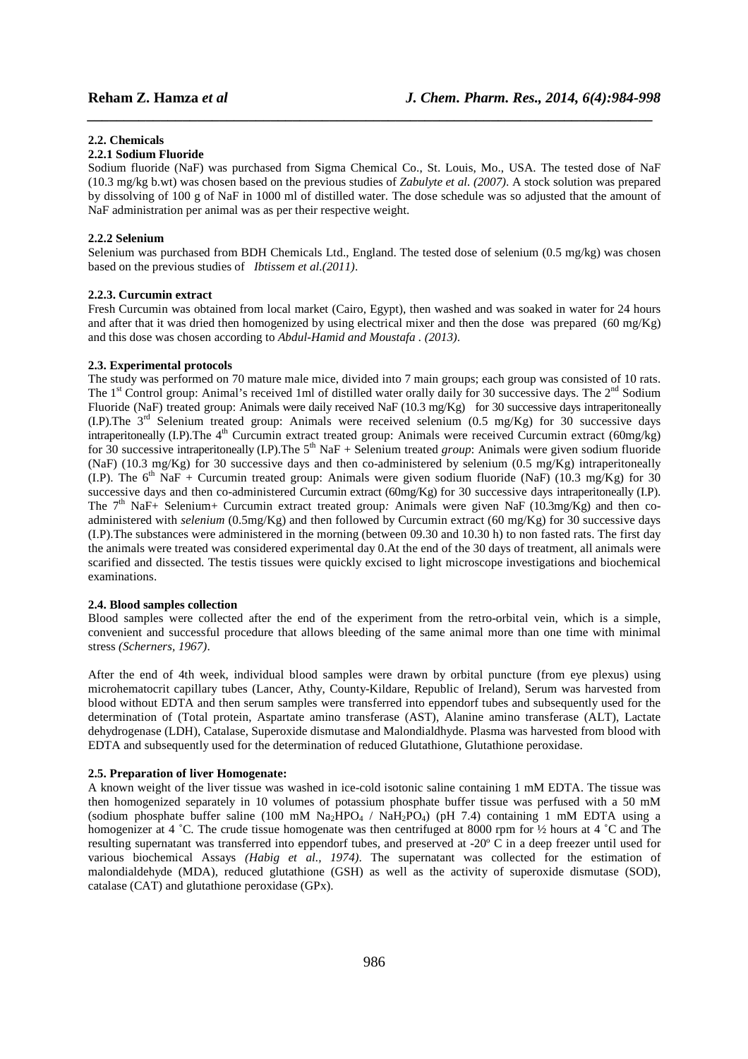## 2.2. Chemicals

### 2.2.1 Sodium Fluoride

Sodium fluoride (NaF) was purchased from Sigma Chemical Co., St. Louis, Mo., USA. The tested dose of NaF (10.3 mg/kg b.wt) was chosen based on the previous studies of *Zabulyte et al. (2007)*. A stock solution was prepared by dissolving of 100 g of NaF in 1000 ml of distilled water. The dose schedule was so adjusted that the amount of NaF administration per animal was as per their respective weight.

### 2.2.2 Selenium

Selenium was purchased from BDH Chemicals Ltd., England. The tested dose of selenium (0.5 mg/kg) was chosen based on the previous studies of *Ibtissem et al.(2011)*.

### 2.2.3. Curcumin extract

Fresh Curcumin was obtained from local market (Cairo, Egypt), then washed and was soaked in water for 24 hours and after that it was dried then homogenized by using electrical mixer and then the dose was prepared (60 mg/Kg) and this dose was chosen according to *Abdul-Hamid and Moustafa . (2013)*.

## 2.3. Experimental protocols

The study was performed on 70 mature male mice, divided into 7 main groups; each group was consisted of 10 rats. The 1st Control group: Animal's received 1ml of distilled water orally daily for 30 successive days. The 2nd Sodium Fluoride (NaF) treated group: Animals were daily received NaF (10.3 mg/Kg) for 30 successive days intraperitoneally (I.P).The 3rd Selenium treated group: Animals were received selenium (0.5 mg/Kg) for 30 successive days intraperitoneally (I.P).The 4th Curcumin extract treated group: Animals were received Curcumin extract (60mg/kg) for 30 successive intraperitoneally (I.P).The 5th NaF + Selenium treated *group*: Animals were given sodium fluoride (NaF) (10.3 mg/Kg) for 30 successive days and then co-administered by selenium (0.5 mg/Kg) intraperitoneally (I.P). The 6th NaF + Curcumin treated group: Animals were given sodium fluoride (NaF) (10.3 mg/Kg) for 30 successive days and then co-administered Curcumin extract (60mg/Kg) for 30 successive days intraperitoneally (I.P). The 7th NaF+ Selenium+ Curcumin extract treated group*:* Animals were given NaF (10.3mg/Kg) and then co-administered with *selenium* (0.5mg/Kg) and then followed by Curcumin extract (60 mg/Kg) for 30 successive days (I.P).The substances were administered in the morning (between 09.30 and 10.30 h) to non fasted rats. The first day the animals were treated was considered experimental day 0.At the end of the 30 days of treatment, all animals were scarified and dissected. The testis tissues were quickly excised to light microscope investigations and biochemical examinations.

## 2.4. Blood samples collection

Blood samples were collected after the end of the experiment from the retro-orbital vein, which is a simple, convenient and successful procedure that allows bleeding of the same animal more than one time with minimal stress *(Scherners, 1967)*.

After the end of 4th week, individual blood samples were drawn by orbital puncture (from eye plexus) using microhematocrit capillary tubes (Lancer, Athy, County-Kildare, Republic of Ireland), Serum was harvested from blood without EDTA and then serum samples were transferred into eppendorf tubes and subsequently used for the determination of (Total protein, Aspartate amino transferase (AST), Alanine amino transferase (ALT), Lactate dehydrogenase (LDH), Catalase, Superoxide dismutase and Malondialdhyde. Plasma was harvested from blood with EDTA and subsequently used for the determination of reduced Glutathione, Glutathione peroxidase.

## 2.5. Preparation of liver Homogenate:

A known weight of the liver tissue was washed in ice-cold isotonic saline containing 1 mM EDTA. The tissue was then homogenized separately in 10 volumes of potassium phosphate buffer tissue was perfused with a 50 mM (sodium phosphate buffer saline (100 mM $Na_2HPO_4$ / $NaH_2PO_4$) (pH 7.4) containing 1 mM EDTA using a homogenizer at 4 ˚C. The crude tissue homogenate was then centrifuged at 8000 rpm for ½ hours at 4 ˚C and The resulting supernatant was transferred into eppendorf tubes, and preserved at -20º C in a deep freezer until used for various biochemical Assays *(Habig et al., 1974)*. The supernatant was collected for the estimation of malondialdehyde (MDA), reduced glutathione (GSH) as well as the activity of superoxide dismutase (SOD), catalase (CAT) and glutathione peroxidase (GPx).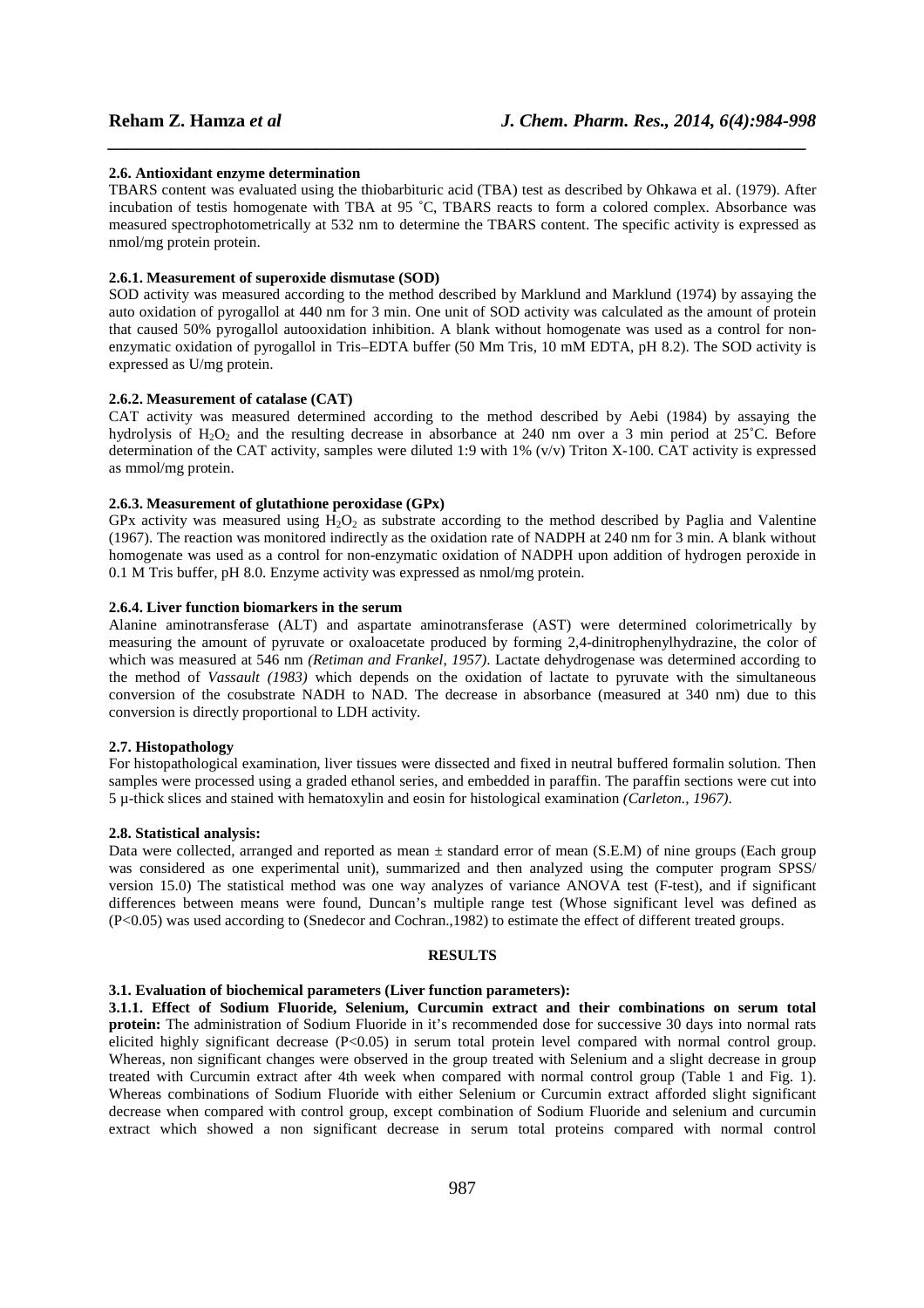#### 2.6. Antioxidant enzyme determination

TBARS content was evaluated using the thiobarbituric acid (TBA) test as described by Ohkawa et al. (1979). After incubation of testis homogenate with TBA at 95 ˚C, TBARS reacts to form a colored complex. Absorbance was measured spectrophotometrically at 532 nm to determine the TBARS content. The specific activity is expressed as nmol/mg protein protein.

#### 2.6.1. Measurement of superoxide dismutase (SOD)

SOD activity was measured according to the method described by Marklund and Marklund (1974) by assaying the auto oxidation of pyrogallol at 440 nm for 3 min. One unit of SOD activity was calculated as the amount of protein that caused 50% pyrogallol autooxidation inhibition. A blank without homogenate was used as a control for non-enzymatic oxidation of pyrogallol in Tris–EDTA buffer (50 Mm Tris, 10 mM EDTA, pH 8.2). The SOD activity is expressed as U/mg protein.

#### 2.6.2. Measurement of catalase (CAT)

CAT activity was measured determined according to the method described by Aebi (1984) by assaying the hydrolysis of $H_2O_2$ and the resulting decrease in absorbance at 240 nm over a 3 min period at 25˚C. Before determination of the CAT activity, samples were diluted 1:9 with 1% (v/v) Triton X-100. CAT activity is expressed as mmol/mg protein.

#### 2.6.3. Measurement of glutathione peroxidase (GPx)

GPx activity was measured using $H_2O_2$ as substrate according to the method described by Paglia and Valentine (1967). The reaction was monitored indirectly as the oxidation rate of NADPH at 240 nm for 3 min. A blank without homogenate was used as a control for non-enzymatic oxidation of NADPH upon addition of hydrogen peroxide in 0.1 M Tris buffer, pH 8.0. Enzyme activity was expressed as nmol/mg protein.

#### 2.6.4. Liver function biomarkers in the serum

Alanine aminotransferase (ALT) and aspartate aminotransferase (AST) were determined colorimetrically by measuring the amount of pyruvate or oxaloacetate produced by forming 2,4-dinitrophenylhydrazine, the color of which was measured at 546 nm *(Retiman and Frankel, 1957)*. Lactate dehydrogenase was determined according to the method of *Vassault (1983)* which depends on the oxidation of lactate to pyruvate with the simultaneous conversion of the cosubstrate NADH to NAD. The decrease in absorbance (measured at 340 nm) due to this conversion is directly proportional to LDH activity.

#### 2.7. Histopathology

For histopathological examination, liver tissues were dissected and fixed in neutral buffered formalin solution. Then samples were processed using a graded ethanol series, and embedded in paraffin. The paraffin sections were cut into 5 µ-thick slices and stained with hematoxylin and eosin for histological examination *(Carleton., 1967)*.

#### 2.8. Statistical analysis:

Data were collected, arranged and reported as mean ± standard error of mean (S.E.M) of nine groups (Each group was considered as one experimental unit), summarized and then analyzed using the computer program SPSS/ version 15.0) The statistical method was one way analyzes of variance ANOVA test (F-test), and if significant differences between means were found, Duncan's multiple range test (Whose significant level was defined as ($P<0.05$) was used according to (Snedecor and Cochran.,1982) to estimate the effect of different treated groups.

## RESULTS

#### 3.1. Evaluation of biochemical parameters (Liver function parameters):

**3.1.1. Effect of Sodium Fluoride, Selenium, Curcumin extract and their combinations on serum total protein:** The administration of Sodium Fluoride in it's recommended dose for successive 30 days into normal rats elicited highly significant decrease ($P<0.05$) in serum total protein level compared with normal control group. Whereas, non significant changes were observed in the group treated with Selenium and a slight decrease in group treated with Curcumin extract after 4th week when compared with normal control group (Table 1 and Fig. 1). Whereas combinations of Sodium Fluoride with either Selenium or Curcumin extract afforded slight significant decrease when compared with control group, except combination of Sodium Fluoride and selenium and curcumin extract which showed a non significant decrease in serum total proteins compared with normal control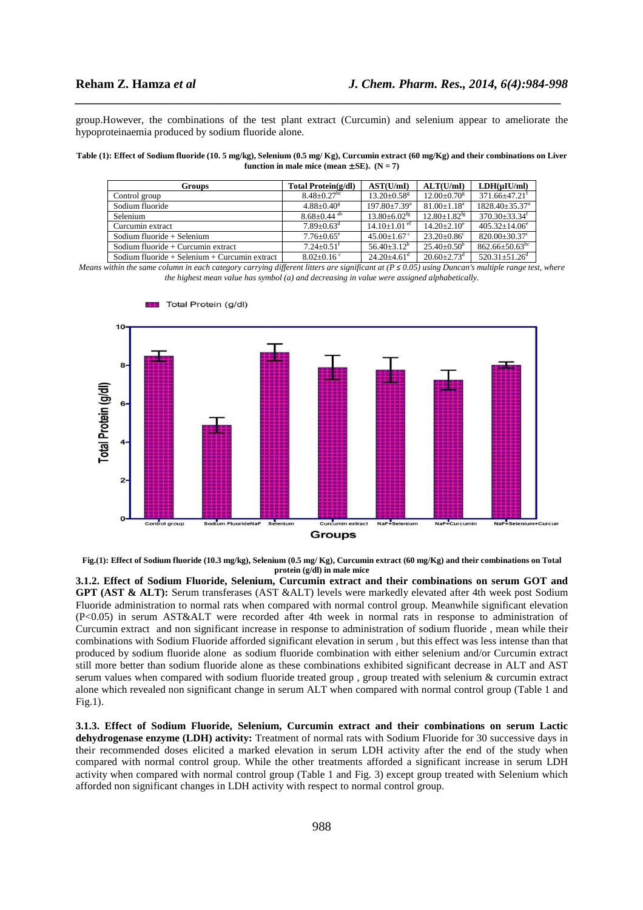group.However, the combinations of the test plant extract (Curcumin) and selenium appear to ameliorate the hypoproteinaemia produced by sodium fluoride alone.

**Table (1): Effect of Sodium fluoride (10. 5 mg/kg), Selenium (0.5 mg/ Kg), Curcumin extract (60 mg/Kg) and their combinations on Liver function in male mice (mean ± SE). (N = 7)**

| Groups | Total Protein(g/dl) | AST(U/ml) | ALT(U/ml) | LDH(µIU/ml) |
|---|---|---|---|---|
| Control group | 8.48±0.27[bc] | 13.20±0.58[g] | 12.00±0.70[g] | 371.66±47.21[f] |
| Sodium fluoride | 4.88±0.40[g] | 197.80±7.39[a] | 81.00±1.18[a] | 1828.40±35.37[a] |
| Selenium | 8.68±0.44 [ab] | 13.80±6.02[fg] | 12.80±1.82[fg] | 370.30±33.34[f] |
| Curcumin extract | 7.89±0.63[d] | 14.10±1.01 [ef] | 14.20±2.10[e] | 405.32±14.06[e] |
| Sodium fluoride + Selenium | 7.76±0.65[e] | 45.00±1.67 [c] | 23.20±0.86[c] | 820.00±30.37[c] |
| Sodium fluoride + Curcumin extract | 7.24±0.51[f] | 56.40±3.12[b] | 25.40±0.50[b] | 862.66±50.63[bc] |
| Sodium fluoride + Selenium + Curcumin extract | 8.02±0.16 [c] | 24.20±4.61[d] | 20.60±2.73[d] | 520.31±51.26[d] |

*Means within the same column in each category carrying different litters are significant at (P ≤ 0.05) using Duncan's multiple range test, where the highest mean value has symbol (a) and decreasing in value were assigned alphabetically.*

**Fig.(1): Effect of Sodium fluoride (10.3 mg/kg), Selenium (0.5 mg/ Kg), Curcumin extract (60 mg/Kg) and their combinations on Total protein (g/dl) in male mice**

**3.1.2. Effect of Sodium Fluoride, Selenium, Curcumin extract and their combinations on serum GOT and GPT (AST & ALT):** Serum transferases (AST &ALT) levels were markedly elevated after 4th week post Sodium Fluoride administration to normal rats when compared with normal control group. Meanwhile significant elevation (P<0.05) in serum AST&ALT were recorded after 4th week in normal rats in response to administration of Curcumin extract and non significant increase in response to administration of sodium fluoride , mean while their combinations with Sodium Fluoride afforded significant elevation in serum , but this effect was less intense than that produced by sodium fluoride alone as sodium fluoride combination with either selenium and/or Curcumin extract still more better than sodium fluoride alone as these combinations exhibited significant decrease in ALT and AST serum values when compared with sodium fluoride treated group , group treated with selenium & curcumin extract alone which revealed non significant change in serum ALT when compared with normal control group (Table 1 and Fig.1).

**3.1.3. Effect of Sodium Fluoride, Selenium, Curcumin extract and their combinations on serum Lactic dehydrogenase enzyme (LDH) activity:** Treatment of normal rats with Sodium Fluoride for 30 successive days in their recommended doses elicited a marked elevation in serum LDH activity after the end of the study when compared with normal control group. While the other treatments afforded a significant increase in serum LDH activity when compared with normal control group (Table 1 and Fig. 3) except group treated with Selenium which afforded non significant changes in LDH activity with respect to normal control group.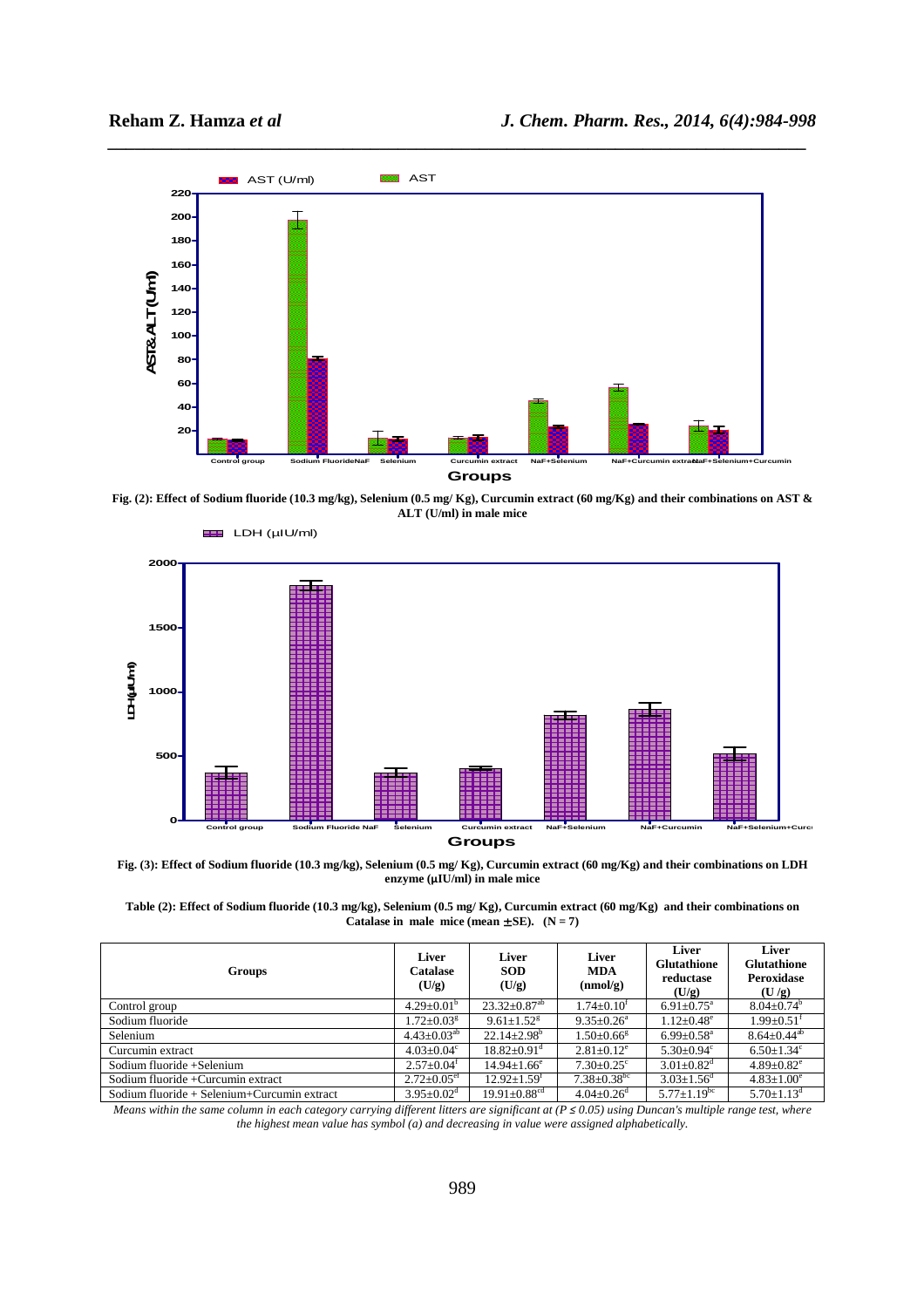Fig. (2): Effect of Sodium fluoride (10.3 mg/kg), Selenium (0.5 mg/ Kg), Curcumin extract (60 mg/Kg) and their combinations on AST & ALT (U/ml) in male mice

Fig. (3): Effect of Sodium fluoride (10.3 mg/kg), Selenium (0.5 mg/ Kg), Curcumin extract (60 mg/Kg) and their combinations on LDH enzyme (µIU/ml) in male mice

**Table (2): Effect of Sodium fluoride (10.3 mg/kg), Selenium (0.5 mg/ Kg), Curcumin extract (60 mg/Kg) and their combinations on Catalase in male mice (mean ± SE). (N = 7)**

| Groups | Liver Catalase (U/g) | Liver SOD (U/g) | Liver MDA (nmol/g) | Liver Glutathione reductase (U/g) | Liver Glutathione Peroxidase (U /g) |
|---|---|---|---|---|---|
| Control group | $4.29 \pm 0.01^{b}$ | $23.32 \pm 0.87^{ab}$ | $1.74 \pm 0.10^{f}$ | $6.91 \pm 0.75^{a}$ | $8.04 \pm 0.74^{b}$ |
| Sodium fluoride | $1.72 \pm 0.03^{g}$ | $9.61 \pm 1.52^{g}$ | $9.35 \pm 0.26^{a}$ | $1.12 \pm 0.48^{e}$ | $1.99 \pm 0.51^{f}$ |
| Selenium | $4.43 \pm 0.03^{ab}$ | $22.14 \pm 2.98^{b}$ | $1.50 \pm 0.66^{g}$ | $6.99 \pm 0.58^{a}$ | $8.64 \pm 0.44^{ab}$ |
| Curcumin extract | $4.03 \pm 0.04^{c}$ | $18.82 \pm 0.91^{d}$ | $2.81 \pm 0.12^{e}$ | $5.30 \pm 0.94^{c}$ | $6.50 \pm 1.34^{c}$ |
| Sodium fluoride +Selenium | $2.57 \pm 0.04^{f}$ | $14.94 \pm 1.66^{e}$ | $7.30 \pm 0.25^{c}$ | $3.01 \pm 0.82^{d}$ | $4.89 \pm 0.82^{e}$ |
| Sodium fluoride +Curcumin extract | $2.72 \pm 0.05^{ef}$ | $12.92 \pm 1.59^{f}$ | $7.38 \pm 0.38^{bc}$ | $3.03 \pm 1.56^{d}$ | $4.83 \pm 1.00^{e}$ |
| Sodium fluoride + Selenium+Curcumin extract | $3.95 \pm 0.02^{d}$ | $19.91 \pm 0.88^{cd}$ | $4.04 \pm 0.26^{d}$ | $5.77 \pm 1.19^{bc}$ | $5.70 \pm 1.13^{d}$ |

*Means within the same column in each category carrying different litters are significant at ($P \leq 0.05$) using Duncan's multiple range test, where the highest mean value has symbol (a) and decreasing in value were assigned alphabetically.*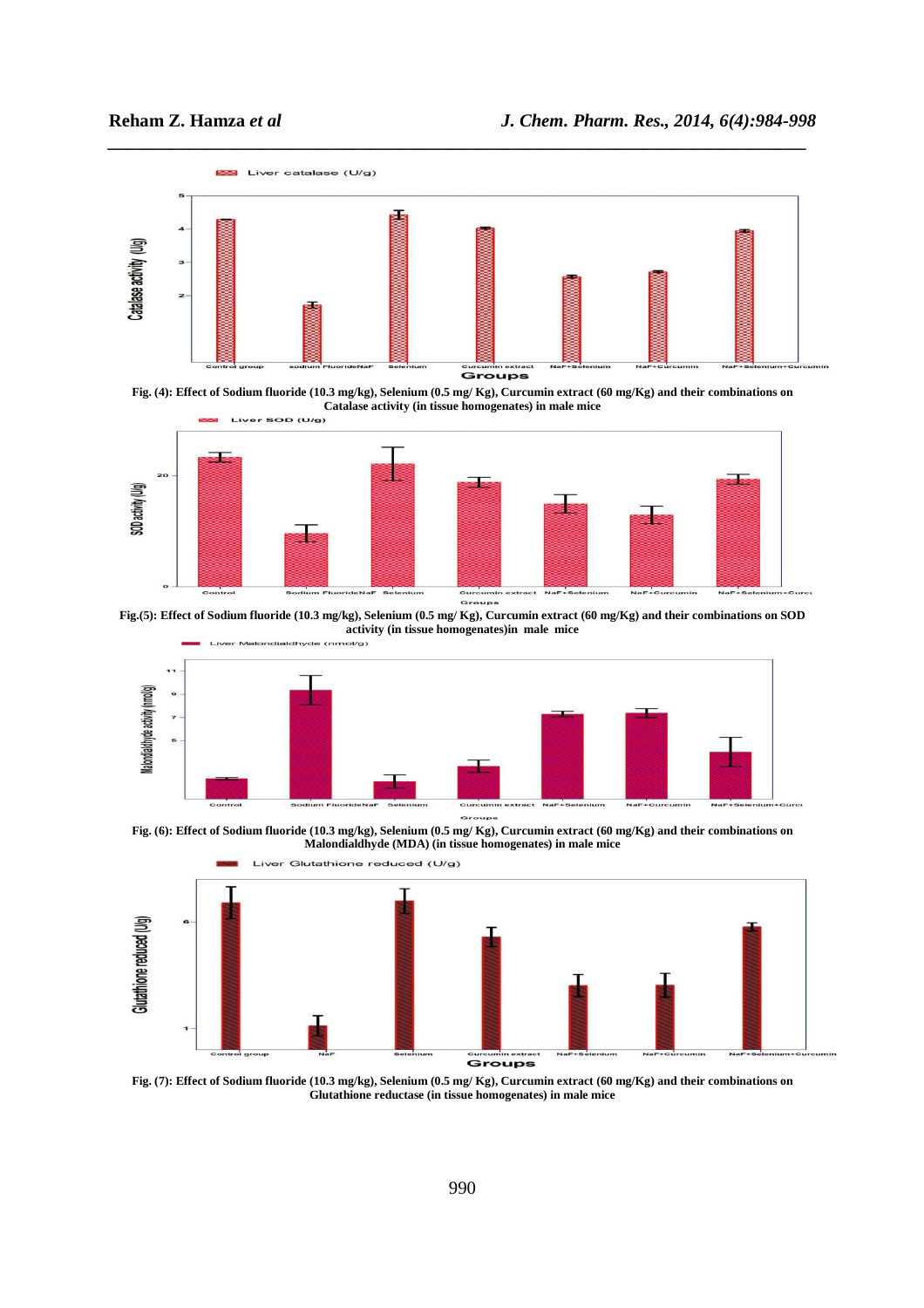Fig. (4): Effect of Sodium fluoride (10.3 mg/kg), Selenium (0.5 mg/ Kg), Curcumin extract (60 mg/Kg) and their combinations on Catalase activity (in tissue homogenates) in male mice

Fig.(5): Effect of Sodium fluoride (10.3 mg/kg), Selenium (0.5 mg/ Kg), Curcumin extract (60 mg/Kg) and their combinations on SOD activity (in tissue homogenates)in male mice

Fig. (6): Effect of Sodium fluoride (10.3 mg/kg), Selenium (0.5 mg/ Kg), Curcumin extract (60 mg/Kg) and their combinations on Malondialdhyde (MDA) (in tissue homogenates) in male mice

Fig. (7): Effect of Sodium fluoride (10.3 mg/kg), Selenium (0.5 mg/ Kg), Curcumin extract (60 mg/Kg) and their combinations on Glutathione reductase (in tissue homogenates) in male mice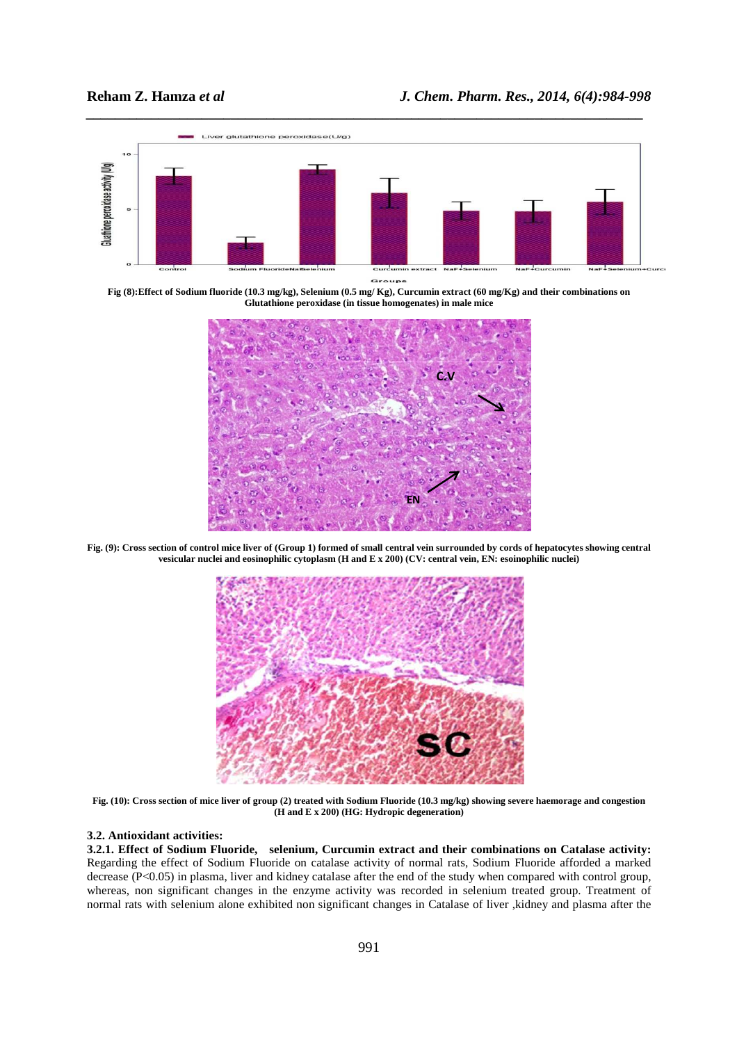Fig (8):Effect of Sodium fluoride (10.3 mg/kg), Selenium (0.5 mg/ Kg), Curcumin extract (60 mg/Kg) and their combinations on Glutathione peroxidase (in tissue homogenates) in male mice

Fig. (9): Cross section of control mice liver of (Group 1) formed of small central vein surrounded by cords of hepatocytes showing central vesicular nuclei and eosinophilic cytoplasm (H and E x 200) (CV: central vein, EN: esoinophilic nuclei)

Fig. (10): Cross section of mice liver of group (2) treated with Sodium Fluoride (10.3 mg/kg) showing severe haemorage and congestion (H and E x 200) (HG: Hydropic degeneration)

### 3.2. Antioxidant activities:

**3.2.1. Effect of Sodium Fluoride, selenium, Curcumin extract and their combinations on Catalase activity:** Regarding the effect of Sodium Fluoride on catalase activity of normal rats, Sodium Fluoride afforded a marked decrease ($P<0.05$) in plasma, liver and kidney catalase after the end of the study when compared with control group, whereas, non significant changes in the enzyme activity was recorded in selenium treated group. Treatment of normal rats with selenium alone exhibited non significant changes in Catalase of liver ,kidney and plasma after the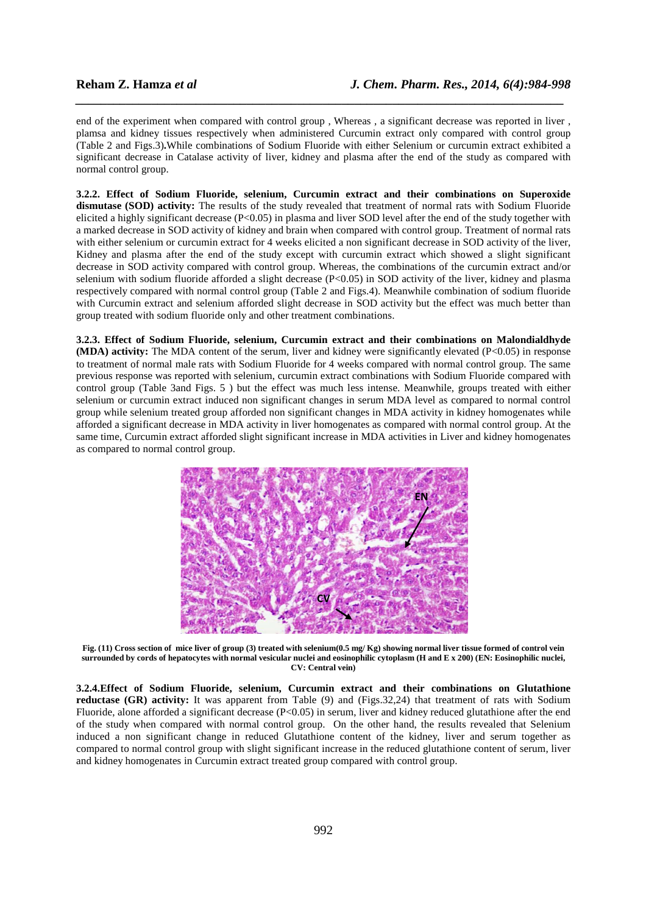end of the experiment when compared with control group , Whereas , a significant decrease was reported in liver , plamsa and kidney tissues respectively when administered Curcumin extract only compared with control group (Table 2 and Figs.3)**.**While combinations of Sodium Fluoride with either Selenium or curcumin extract exhibited a significant decrease in Catalase activity of liver, kidney and plasma after the end of the study as compared with normal control group.

**3.2.2. Effect of Sodium Fluoride, selenium, Curcumin extract and their combinations on Superoxide dismutase (SOD) activity:** The results of the study revealed that treatment of normal rats with Sodium Fluoride elicited a highly significant decrease ($P<0.05$) in plasma and liver SOD level after the end of the study together with a marked decrease in SOD activity of kidney and brain when compared with control group. Treatment of normal rats with either selenium or curcumin extract for 4 weeks elicited a non significant decrease in SOD activity of the liver, Kidney and plasma after the end of the study except with curcumin extract which showed a slight significant decrease in SOD activity compared with control group. Whereas, the combinations of the curcumin extract and/or selenium with sodium fluoride afforded a slight decrease ($P<0.05$) in SOD activity of the liver, kidney and plasma respectively compared with normal control group (Table 2 and Figs.4). Meanwhile combination of sodium fluoride with Curcumin extract and selenium afforded slight decrease in SOD activity but the effect was much better than group treated with sodium fluoride only and other treatment combinations.

**3.2.3. Effect of Sodium Fluoride, selenium, Curcumin extract and their combinations on Malondialdhyde (MDA) activity:** The MDA content of the serum, liver and kidney were significantly elevated ($P<0.05$) in response to treatment of normal male rats with Sodium Fluoride for 4 weeks compared with normal control group. The same previous response was reported with selenium, curcumin extract combinations with Sodium Fluoride compared with control group (Table 3and Figs. 5 ) but the effect was much less intense. Meanwhile, groups treated with either selenium or curcumin extract induced non significant changes in serum MDA level as compared to normal control group while selenium treated group afforded non significant changes in MDA activity in kidney homogenates while afforded a significant decrease in MDA activity in liver homogenates as compared with normal control group. At the same time, Curcumin extract afforded slight significant increase in MDA activities in Liver and kidney homogenates as compared to normal control group.

**Fig. (11) Cross section of mice liver of group (3) treated with selenium(0.5 mg/ Kg) showing normal liver tissue formed of control vein surrounded by cords of hepatocytes with normal vesicular nuclei and eosinophilic cytoplasm (H and E x 200) (EN: Eosinophilic nuclei, CV: Central vein)**

**3.2.4.Effect of Sodium Fluoride, selenium, Curcumin extract and their combinations on Glutathione reductase (GR) activity:** It was apparent from Table (9) and (Figs.32,24) that treatment of rats with Sodium Fluoride, alone afforded a significant decrease ($P<0.05$) in serum, liver and kidney reduced glutathione after the end of the study when compared with normal control group. On the other hand, the results revealed that Selenium induced a non significant change in reduced Glutathione content of the kidney, liver and serum together as compared to normal control group with slight significant increase in the reduced glutathione content of serum, liver and kidney homogenates in Curcumin extract treated group compared with control group.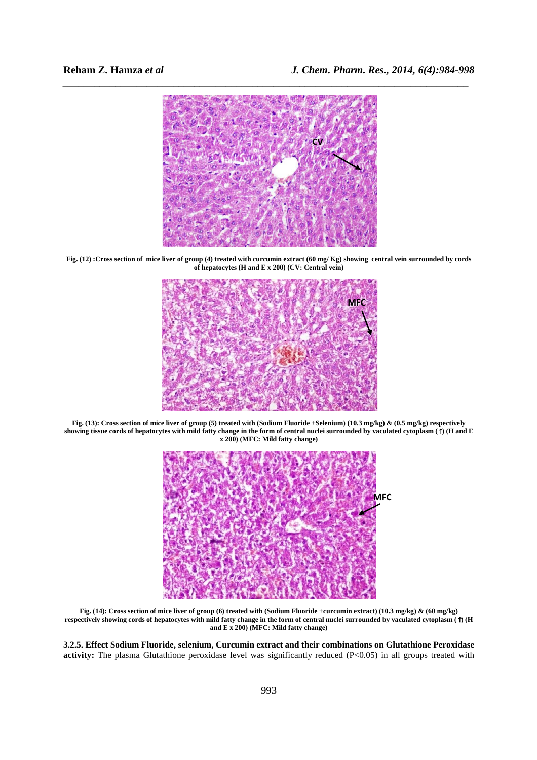Fig. (12) :Cross section of mice liver of group (4) treated with curcumin extract (60 mg/ Kg) showing central vein surrounded by cords of hepatocytes (H and E x 200) (CV: Central vein)

Fig. (13): Cross section of mice liver of group (5) treated with (Sodium Fluoride +Selenium) (10.3 mg/kg) & (0.5 mg/kg) respectively showing tissue cords of hepatocytes with mild fatty change in the form of central nuclei surrounded by vaculated cytoplasm (↑) (H and E x 200) (MFC: Mild fatty change)

Fig. (14): Cross section of mice liver of group (6) treated with (Sodium Fluoride +curcumin extract) (10.3 mg/kg) & (60 mg/kg) respectively showing cords of hepatocytes with mild fatty change in the form of central nuclei surrounded by vaculated cytoplasm (↑) (H and E x 200) (MFC: Mild fatty change)

**3.2.5. Effect Sodium Fluoride, selenium, Curcumin extract and their combinations on Glutathione Peroxidase activity:** The plasma Glutathione peroxidase level was significantly reduced ($P<0.05$) in all groups treated with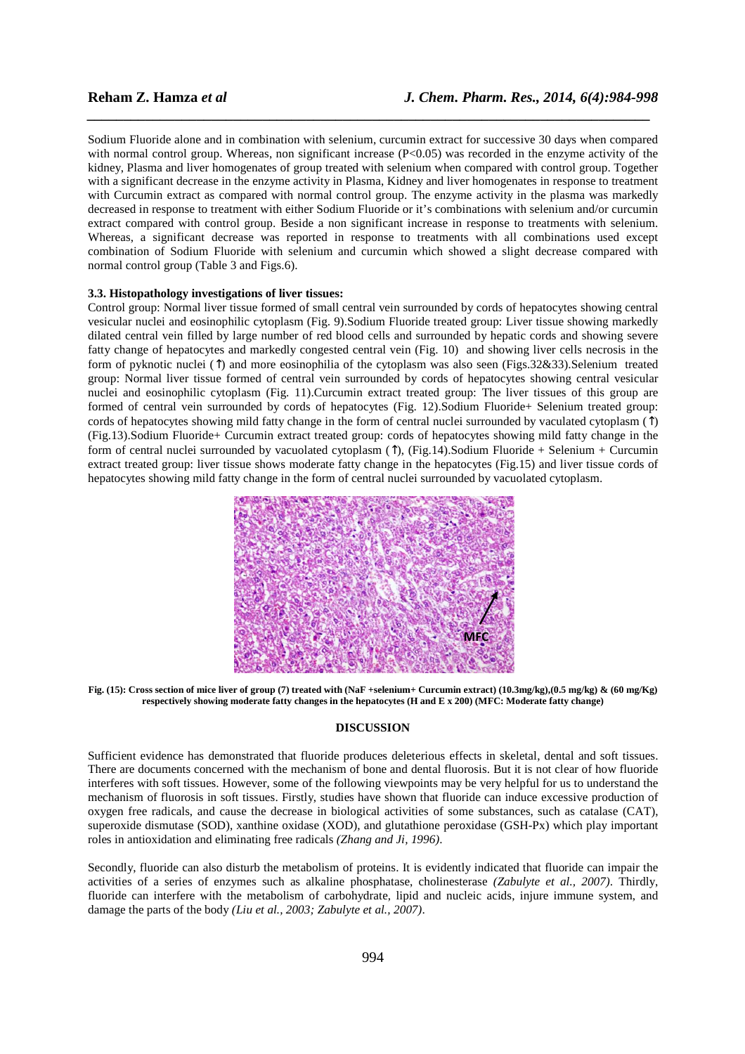Sodium Fluoride alone and in combination with selenium, curcumin extract for successive 30 days when compared with normal control group. Whereas, non significant increase ($P<0.05$) was recorded in the enzyme activity of the kidney, Plasma and liver homogenates of group treated with selenium when compared with control group. Together with a significant decrease in the enzyme activity in Plasma, Kidney and liver homogenates in response to treatment with Curcumin extract as compared with normal control group. The enzyme activity in the plasma was markedly decreased in response to treatment with either Sodium Fluoride or it's combinations with selenium and/or curcumin extract compared with control group. Beside a non significant increase in response to treatments with selenium. Whereas, a significant decrease was reported in response to treatments with all combinations used except combination of Sodium Fluoride with selenium and curcumin which showed a slight decrease compared with normal control group (Table 3 and Figs.6).

### 3.3. Histopathology investigations of liver tissues:

Control group: Normal liver tissue formed of small central vein surrounded by cords of hepatocytes showing central vesicular nuclei and eosinophilic cytoplasm (Fig. 9).Sodium Fluoride treated group: Liver tissue showing markedly dilated central vein filled by large number of red blood cells and surrounded by hepatic cords and showing severe fatty change of hepatocytes and markedly congested central vein (Fig. 10) and showing liver cells necrosis in the form of pyknotic nuclei (↑) and more eosinophilia of the cytoplasm was also seen (Figs.32&33).Selenium treated group: Normal liver tissue formed of central vein surrounded by cords of hepatocytes showing central vesicular nuclei and eosinophilic cytoplasm (Fig. 11).Curcumin extract treated group: The liver tissues of this group are formed of central vein surrounded by cords of hepatocytes (Fig. 12).Sodium Fluoride+ Selenium treated group: cords of hepatocytes showing mild fatty change in the form of central nuclei surrounded by vaculated cytoplasm (↑) (Fig.13).Sodium Fluoride+ Curcumin extract treated group: cords of hepatocytes showing mild fatty change in the form of central nuclei surrounded by vacuolated cytoplasm (↑), (Fig.14).Sodium Fluoride + Selenium + Curcumin extract treated group: liver tissue shows moderate fatty change in the hepatocytes (Fig.15) and liver tissue cords of hepatocytes showing mild fatty change in the form of central nuclei surrounded by vacuolated cytoplasm.

**Fig. (15): Cross section of mice liver of group (7) treated with (NaF +selenium+ Curcumin extract) (10.3mg/kg),(0.5 mg/kg) & (60 mg/Kg) respectively showing moderate fatty changes in the hepatocytes (H and E x 200) (MFC: Moderate fatty change)**

## DISCUSSION

Sufficient evidence has demonstrated that fluoride produces deleterious effects in skeletal, dental and soft tissues. There are documents concerned with the mechanism of bone and dental fluorosis. But it is not clear of how fluoride interferes with soft tissues. However, some of the following viewpoints may be very helpful for us to understand the mechanism of fluorosis in soft tissues. Firstly, studies have shown that fluoride can induce excessive production of oxygen free radicals, and cause the decrease in biological activities of some substances, such as catalase (CAT), superoxide dismutase (SOD), xanthine oxidase (XOD), and glutathione peroxidase (GSH-Px) which play important roles in antioxidation and eliminating free radicals *(Zhang and Ji, 1996)*.

Secondly, fluoride can also disturb the metabolism of proteins. It is evidently indicated that fluoride can impair the activities of a series of enzymes such as alkaline phosphatase, cholinesterase *(Zabulyte et al., 2007)*. Thirdly, fluoride can interfere with the metabolism of carbohydrate, lipid and nucleic acids, injure immune system, and damage the parts of the body *(Liu et al., 2003; Zabulyte et al., 2007)*.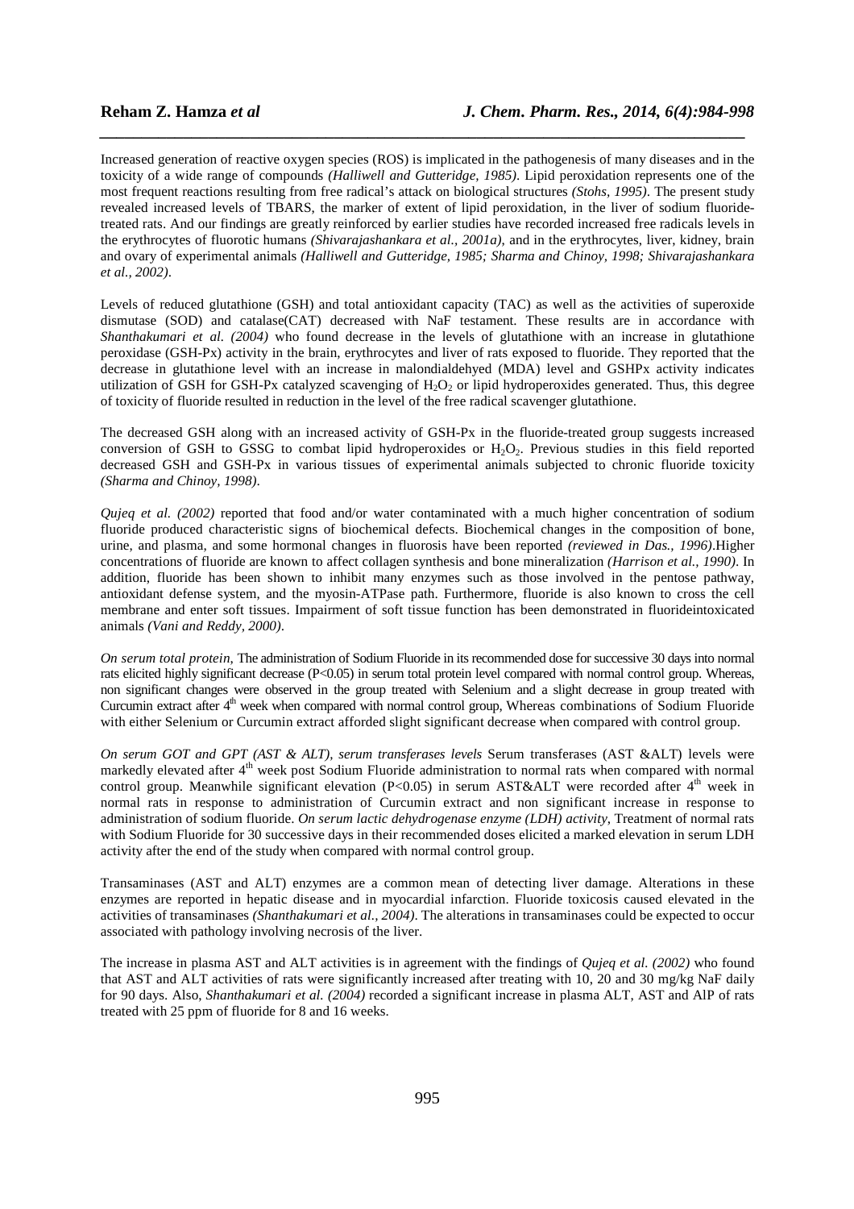Increased generation of reactive oxygen species (ROS) is implicated in the pathogenesis of many diseases and in the toxicity of a wide range of compounds *(Halliwell and Gutteridge, 1985)*. Lipid peroxidation represents one of the most frequent reactions resulting from free radical's attack on biological structures *(Stohs, 1995)*. The present study revealed increased levels of TBARS, the marker of extent of lipid peroxidation, in the liver of sodium fluoride-treated rats. And our findings are greatly reinforced by earlier studies have recorded increased free radicals levels in the erythrocytes of fluorotic humans *(Shivarajashankara et al., 2001a)*, and in the erythrocytes, liver, kidney, brain and ovary of experimental animals *(Halliwell and Gutteridge, 1985; Sharma and Chinoy, 1998; Shivarajashankara et al., 2002)*.

Levels of reduced glutathione (GSH) and total antioxidant capacity (TAC) as well as the activities of superoxide dismutase (SOD) and catalase(CAT) decreased with NaF testament. These results are in accordance with *Shanthakumari et al. (2004)* who found decrease in the levels of glutathione with an increase in glutathione peroxidase (GSH-Px) activity in the brain, erythrocytes and liver of rats exposed to fluoride. They reported that the decrease in glutathione level with an increase in malondialdehyed (MDA) level and GSHPx activity indicates utilization of GSH for GSH-Px catalyzed scavenging of $H_2O_2$ or lipid hydroperoxides generated. Thus, this degree of toxicity of fluoride resulted in reduction in the level of the free radical scavenger glutathione.

The decreased GSH along with an increased activity of GSH-Px in the fluoride-treated group suggests increased conversion of GSH to GSSG to combat lipid hydroperoxides or $H_2O_2$. Previous studies in this field reported decreased GSH and GSH-Px in various tissues of experimental animals subjected to chronic fluoride toxicity *(Sharma and Chinoy, 1998)*.

*Qujeq et al. (2002)* reported that food and/or water contaminated with a much higher concentration of sodium fluoride produced characteristic signs of biochemical defects. Biochemical changes in the composition of bone, urine, and plasma, and some hormonal changes in fluorosis have been reported *(reviewed in Das., 1996)*.Higher concentrations of fluoride are known to affect collagen synthesis and bone mineralization *(Harrison et al., 1990)*. In addition, fluoride has been shown to inhibit many enzymes such as those involved in the pentose pathway, antioxidant defense system, and the myosin-ATPase path. Furthermore, fluoride is also known to cross the cell membrane and enter soft tissues. Impairment of soft tissue function has been demonstrated in fluorideintoxicated animals *(Vani and Reddy, 2000)*.

*On serum total protein,* The administration of Sodium Fluoride in its recommended dose for successive 30 days into normal rats elicited highly significant decrease ($P<0.05$) in serum total protein level compared with normal control group. Whereas, non significant changes were observed in the group treated with Selenium and a slight decrease in group treated with Curcumin extract after 4$^{th}$ week when compared with normal control group, Whereas combinations of Sodium Fluoride with either Selenium or Curcumin extract afforded slight significant decrease when compared with control group.

*On serum GOT and GPT (AST & ALT), serum transferases levels* Serum transferases (AST &ALT) levels were markedly elevated after 4$^{th}$ week post Sodium Fluoride administration to normal rats when compared with normal control group. Meanwhile significant elevation ($P<0.05$) in serum AST&ALT were recorded after 4$^{th}$ week in normal rats in response to administration of Curcumin extract and non significant increase in response to administration of sodium fluoride. *On serum lactic dehydrogenase enzyme (LDH) activity,* Treatment of normal rats with Sodium Fluoride for 30 successive days in their recommended doses elicited a marked elevation in serum LDH activity after the end of the study when compared with normal control group.

Transaminases (AST and ALT) enzymes are a common mean of detecting liver damage. Alterations in these enzymes are reported in hepatic disease and in myocardial infarction. Fluoride toxicosis caused elevated in the activities of transaminases *(Shanthakumari et al., 2004)*. The alterations in transaminases could be expected to occur associated with pathology involving necrosis of the liver.

The increase in plasma AST and ALT activities is in agreement with the findings of *Qujeq et al. (2002)* who found that AST and ALT activities of rats were significantly increased after treating with 10, 20 and 30 mg/kg NaF daily for 90 days. Also, *Shanthakumari et al. (2004)* recorded a significant increase in plasma ALT, AST and AlP of rats treated with 25 ppm of fluoride for 8 and 16 weeks.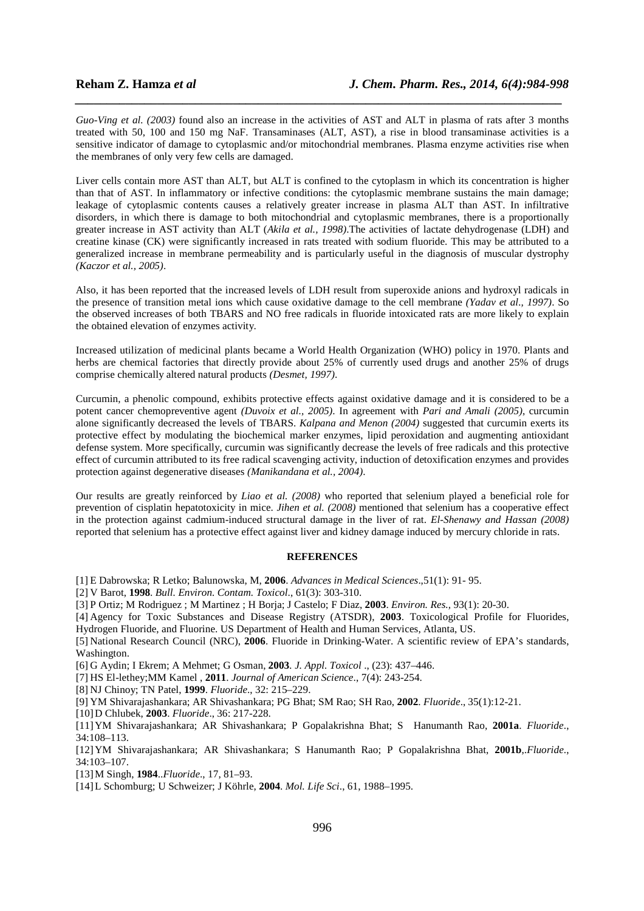*Guo-Ving et al. (2003)* found also an increase in the activities of AST and ALT in plasma of rats after 3 months treated with 50, 100 and 150 mg NaF. Transaminases (ALT, AST), a rise in blood transaminase activities is a sensitive indicator of damage to cytoplasmic and/or mitochondrial membranes. Plasma enzyme activities rise when the membranes of only very few cells are damaged.

Liver cells contain more AST than ALT, but ALT is confined to the cytoplasm in which its concentration is higher than that of AST. In inflammatory or infective conditions: the cytoplasmic membrane sustains the main damage; leakage of cytoplasmic contents causes a relatively greater increase in plasma ALT than AST. In infiltrative disorders, in which there is damage to both mitochondrial and cytoplasmic membranes, there is a proportionally greater increase in AST activity than ALT (*Akila et al., 1998)*.The activities of lactate dehydrogenase (LDH) and creatine kinase (CK) were significantly increased in rats treated with sodium fluoride. This may be attributed to a generalized increase in membrane permeability and is particularly useful in the diagnosis of muscular dystrophy *(Kaczor et al., 2005)*.

Also, it has been reported that the increased levels of LDH result from superoxide anions and hydroxyl radicals in the presence of transition metal ions which cause oxidative damage to the cell membrane *(Yadav et al., 1997)*. So the observed increases of both TBARS and NO free radicals in fluoride intoxicated rats are more likely to explain the obtained elevation of enzymes activity.

Increased utilization of medicinal plants became a World Health Organization (WHO) policy in 1970. Plants and herbs are chemical factories that directly provide about 25% of currently used drugs and another 25% of drugs comprise chemically altered natural products *(Desmet, 1997)*.

Curcumin, a phenolic compound, exhibits protective effects against oxidative damage and it is considered to be a potent cancer chemopreventive agent *(Duvoix et al., 2005)*. In agreement with *Pari and Amali (2005)*, curcumin alone significantly decreased the levels of TBARS. *Kalpana and Menon (2004)* suggested that curcumin exerts its protective effect by modulating the biochemical marker enzymes, lipid peroxidation and augmenting antioxidant defense system. More specifically, curcumin was significantly decrease the levels of free radicals and this protective effect of curcumin attributed to its free radical scavenging activity, induction of detoxification enzymes and provides protection against degenerative diseases *(Manikandana et al., 2004)*.

Our results are greatly reinforced by *Liao et al. (2008)* who reported that selenium played a beneficial role for prevention of cisplatin hepatotoxicity in mice. *Jihen et al. (2008)* mentioned that selenium has a cooperative effect in the protection against cadmium-induced structural damage in the liver of rat. *El-Shenawy and Hassan (2008)* reported that selenium has a protective effect against liver and kidney damage induced by mercury chloride in rats.

## REFERENCES

[1] E Dabrowska; R Letko; Balunowska, M, **2006**. *Advances in Medical Sciences*.,51(1): 91- 95.

[2] V Barot, **1998**. *Bull. Environ. Contam. Toxicol*., 61(3): 303-310.

[3] P Ortiz; M Rodriguez ; M Martinez ; H Borja; J Castelo; F Diaz, **2003**. *Environ. Res.*, 93(1): 20-30.

[4] Agency for Toxic Substances and Disease Registry (ATSDR), **2003**. Toxicological Profile for Fluorides, Hydrogen Fluoride, and Fluorine. US Department of Health and Human Services, Atlanta, US.

[5] National Research Council (NRC), **2006**. Fluoride in Drinking-Water. A scientific review of EPA's standards, Washington.

[6] G Aydin; I Ekrem; A Mehmet; G Osman, **2003**. *J. Appl. Toxicol* ., (23): 437–446.

[7] HS El-lethey;MM Kamel , **2011**. *Journal of American Science*., 7(4): 243-254.

[8] NJ Chinoy; TN Patel, **1999**. *Fluoride*., 32: 215–229.

[9] YM Shivarajashankara; AR Shivashankara; PG Bhat; SM Rao; SH Rao, **2002**. *Fluoride*., 35(1):12-21.

[10] D Chlubek, **2003**. *Fluoride*., 36: 217-228.

[11] YM Shivarajashankara; AR Shivashankara; P Gopalakrishna Bhat; S Hanumanth Rao, **2001a**. *Fluoride*., 34:108–113.

[12] YM Shivarajashankara; AR Shivashankara; S Hanumanth Rao; P Gopalakrishna Bhat, **2001b**,.*Fluoride*., 34:103–107.

[13] M Singh, **1984**..*Fluoride*., 17, 81–93.

[14] L Schomburg; U Schweizer; J Köhrle, **2004**. *Mol. Life Sci*., 61, 1988–1995.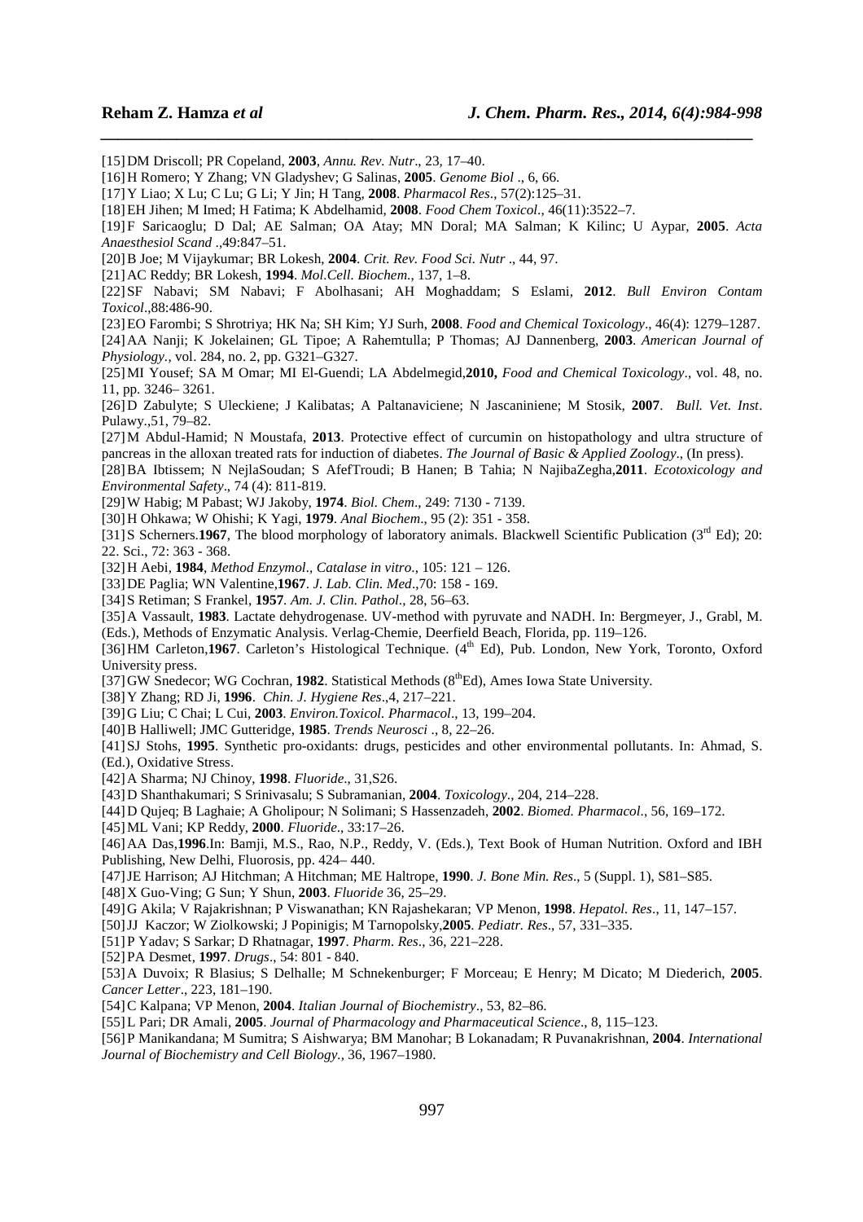[15] DM Driscoll; PR Copeland, **2003**, *Annu. Rev. Nutr*., 23, 17–40.

[16] H Romero; Y Zhang; VN Gladyshev; G Salinas, **2005**. *Genome Biol* ., 6, 66.

[17] Y Liao; X Lu; C Lu; G Li; Y Jin; H Tang, **2008**. *Pharmacol Res*., 57(2):125–31.

[18] EH Jihen; M Imed; H Fatima; K Abdelhamid, **2008**. *Food Chem Toxicol*., 46(11):3522–7.

[19] F Saricaoglu; D Dal; AE Salman; OA Atay; MN Doral; MA Salman; K Kilinc; U Aypar, **2005**. *Acta Anaesthesiol Scand* .,49:847–51.

[20] B Joe; M Vijaykumar; BR Lokesh, **2004**. *Crit. Rev. Food Sci. Nutr* ., 44, 97.

[21] AC Reddy; BR Lokesh, **1994**. *Mol.Cell. Biochem*., 137, 1–8.

[22] SF Nabavi; SM Nabavi; F Abolhasani; AH Moghaddam; S Eslami, **2012**. *Bull Environ Contam Toxicol*.,88:486-90.

[23] EO Farombi; S Shrotriya; HK Na; SH Kim; YJ Surh, **2008**. *Food and Chemical Toxicology*., 46(4): 1279–1287.

[24] AA Nanji; K Jokelainen; GL Tipoe; A Rahemtulla; P Thomas; AJ Dannenberg, **2003**. *American Journal of Physiology*., vol. 284, no. 2, pp. G321–G327.

[25] MI Yousef; SA M Omar; MI El-Guendi; LA Abdelmegid,**2010,** *Food and Chemical Toxicology*., vol. 48, no. 11, pp. 3246– 3261.

[26] D Zabulyte; S Uleckiene; J Kalibatas; A Paltanaviciene; N Jascaniniene; M Stosik, **2007**. *Bull. Vet. Inst*. Pulawy.,51, 79–82.

[27] M Abdul-Hamid; N Moustafa, **2013**. Protective effect of curcumin on histopathology and ultra structure of pancreas in the alloxan treated rats for induction of diabetes. *The Journal of Basic & Applied Zoology*., (In press).

[28] BA Ibtissem; N NejlaSoudan; S AfefTroudi; B Hanen; B Tahia; N NajibaZegha,**2011**. *Ecotoxicology and Environmental Safety*., 74 (4): 811-819.

[29] W Habig; M Pabast; WJ Jakoby, **1974**. *Biol. Chem*., 249: 7130 - 7139.

[30] H Ohkawa; W Ohishi; K Yagi, **1979**. *Anal Biochem*., 95 (2): 351 - 358.

[31] S Scherners.**1967**, The blood morphology of laboratory animals. Blackwell Scientific Publication (3rd Ed); 20: 22. Sci., 72: 363 - 368.

[32] H Aebi, **1984**, *Method Enzymol., Catalase in vitro*., 105: 121 – 126.

[33] DE Paglia; WN Valentine,**1967**. *J. Lab. Clin. Med*.,70: 158 - 169.

[34] S Retiman; S Frankel, **1957**. *Am. J. Clin. Pathol*., 28, 56–63.

[35] A Vassault, **1983**. Lactate dehydrogenase. UV-method with pyruvate and NADH. In: Bergmeyer, J., Grabl, M. (Eds.), Methods of Enzymatic Analysis. Verlag-Chemie, Deerfield Beach, Florida, pp. 119–126.

[36] HM Carleton,**1967**. Carleton's Histological Technique. (4th Ed), Pub. London, New York, Toronto, Oxford University press.

[37] GW Snedecor; WG Cochran, **1982**. Statistical Methods (8thEd), Ames Iowa State University.

[38] Y Zhang; RD Ji, **1996**. *Chin. J. Hygiene Res*.,4, 217–221.

[39] G Liu; C Chai; L Cui, **2003**. *Environ.Toxicol. Pharmacol*., 13, 199–204.

[40] B Halliwell; JMC Gutteridge, **1985**. *Trends Neurosci* ., 8, 22–26.

[41] SJ Stohs, **1995**. Synthetic pro-oxidants: drugs, pesticides and other environmental pollutants. In: Ahmad, S. (Ed.), Oxidative Stress.

[42] A Sharma; NJ Chinoy, **1998**. *Fluoride*., 31,S26.

[43] D Shanthakumari; S Srinivasalu; S Subramanian, **2004**. *Toxicology*., 204, 214–228.

[44] D Qujeq; B Laghaie; A Gholipour; N Solimani; S Hassenzadeh, **2002**. *Biomed. Pharmacol*., 56, 169–172.

[45] ML Vani; KP Reddy, **2000**. *Fluoride*., 33:17–26.

[46] AA Das,**1996**.In: Bamji, M.S., Rao, N.P., Reddy, V. (Eds.), Text Book of Human Nutrition. Oxford and IBH Publishing, New Delhi, Fluorosis, pp. 424– 440.

[47] JE Harrison; AJ Hitchman; A Hitchman; ME Haltrope, **1990**. *J. Bone Min. Res*., 5 (Suppl. 1), S81–S85.

[48] X Guo-Ving; G Sun; Y Shun, **2003**. *Fluoride* 36, 25–29.

[49] G Akila; V Rajakrishnan; P Viswanathan; KN Rajashekaran; VP Menon, **1998**. *Hepatol. Res*., 11, 147–157.

[50] JJ Kaczor; W Ziolkowski; J Popinigis; M Tarnopolsky,**2005**. *Pediatr. Res*., 57, 331–335.

[51] P Yadav; S Sarkar; D Rhatnagar, **1997**. *Pharm. Res*., 36, 221–228.

[52] PA Desmet, **1997**. *Drugs*., 54: 801 - 840.

[53] A Duvoix; R Blasius; S Delhalle; M Schnekenburger; F Morceau; E Henry; M Dicato; M Diederich, **2005**. *Cancer Letter*., 223, 181–190.

[54] C Kalpana; VP Menon, **2004**. *Italian Journal of Biochemistry*., 53, 82–86.

[55] L Pari; DR Amali, **2005**. *Journal of Pharmacology and Pharmaceutical Science*., 8, 115–123.

[56] P Manikandana; M Sumitra; S Aishwarya; BM Manohar; B Lokanadam; R Puvanakrishnan, **2004**. *International Journal of Biochemistry and Cell Biology*., 36, 1967–1980.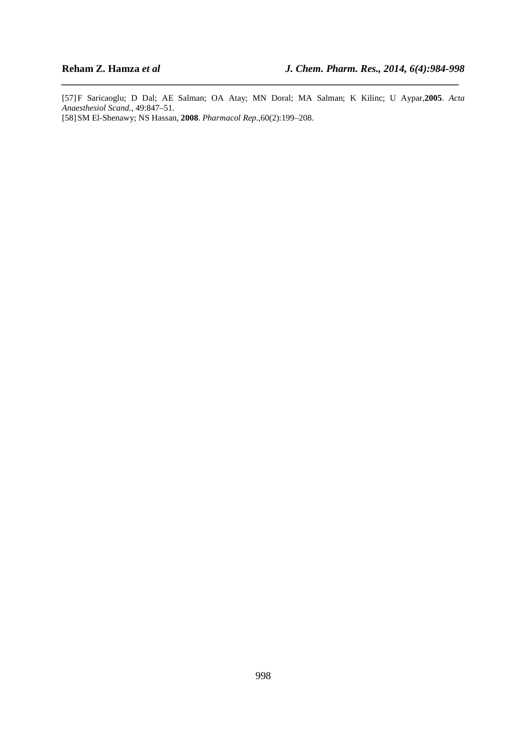[57] F Saricaoglu; D Dal; AE Salman; OA Atay; MN Doral; MA Salman; K Kilinc; U Aypar,**2005**. *Acta Anaesthesiol Scand.*, 49:847–51.

[58] SM El-Shenawy; NS Hassan, **2008**. *Pharmacol Rep*.,60(2):199–208.